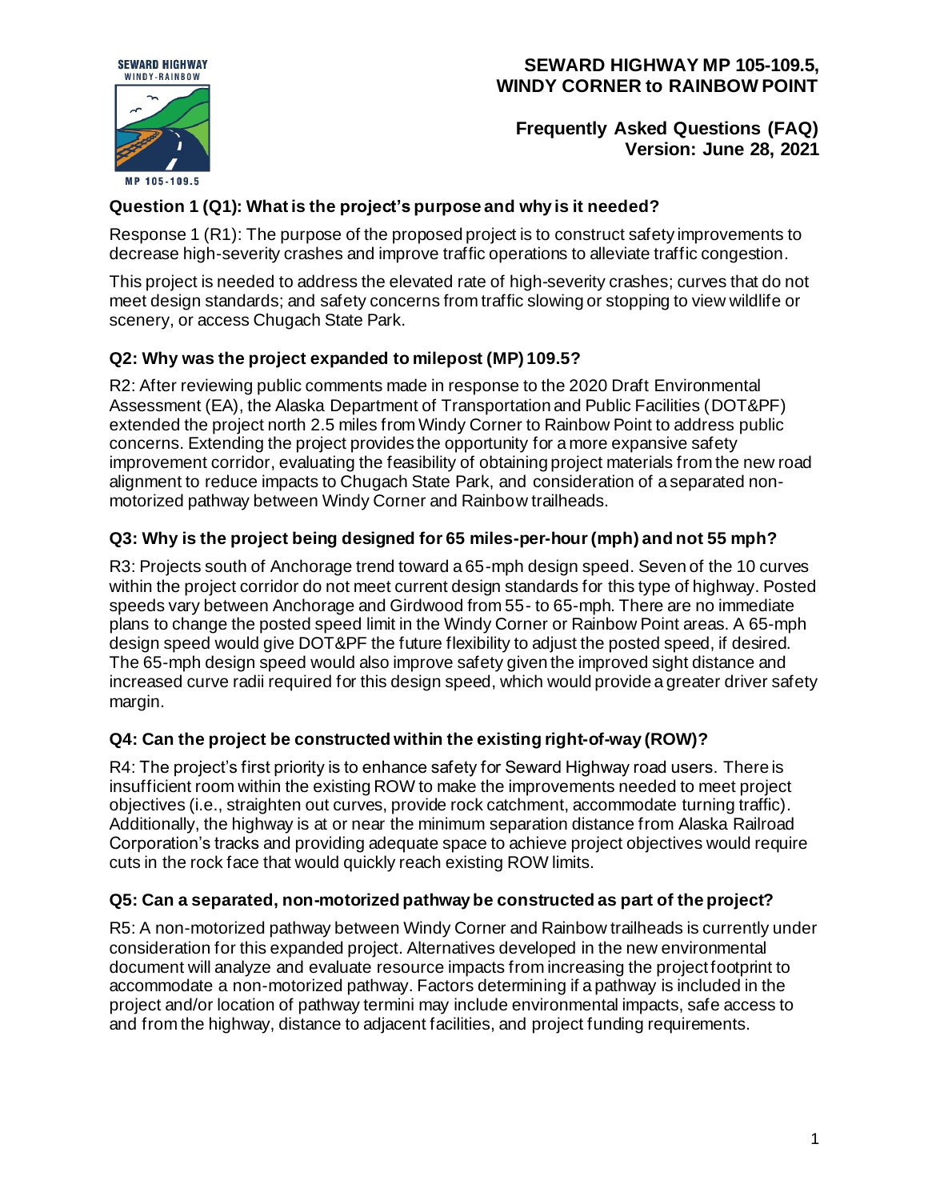# SEWARD HIGHWAY MP 105-109.5, WINDY CORNER to RAINBOW POINT

## Frequently Asked Questions (FAQ)

**Version: June 28, 2021**

### Question 1 (Q1): What is the project's purpose and why is it needed?

Response 1 (R1): The purpose of the proposed project is to construct safety improvements to decrease high-severity crashes and improve traffic operations to alleviate traffic congestion.

This project is needed to address the elevated rate of high-severity crashes; curves that do not meet design standards; and safety concerns from traffic slowing or stopping to view wildlife or scenery, or access Chugach State Park.

### Q2: Why was the project expanded to milepost (MP) 109.5?

R2: After reviewing public comments made in response to the 2020 Draft Environmental Assessment (EA), the Alaska Department of Transportation and Public Facilities (DOT&PF) extended the project north 2.5 miles from Windy Corner to Rainbow Point to address public concerns. Extending the project provides the opportunity for a more expansive safety improvement corridor, evaluating the feasibility of obtaining project materials from the new road alignment to reduce impacts to Chugach State Park, and consideration of a separated non-motorized pathway between Windy Corner and Rainbow trailheads.

### Q3: Why is the project being designed for 65 miles-per-hour (mph) and not 55 mph?

R3: Projects south of Anchorage trend toward a 65-mph design speed. Seven of the 10 curves within the project corridor do not meet current design standards for this type of highway. Posted speeds vary between Anchorage and Girdwood from 55- to 65-mph. There are no immediate plans to change the posted speed limit in the Windy Corner or Rainbow Point areas. A 65-mph design speed would give DOT&PF the future flexibility to adjust the posted speed, if desired. The 65-mph design speed would also improve safety given the improved sight distance and increased curve radii required for this design speed, which would provide a greater driver safety margin.

### Q4: Can the project be constructed within the existing right-of-way (ROW)?

R4: The project's first priority is to enhance safety for Seward Highway road users. There is insufficient room within the existing ROW to make the improvements needed to meet project objectives (i.e., straighten out curves, provide rock catchment, accommodate turning traffic). Additionally, the highway is at or near the minimum separation distance from Alaska Railroad Corporation's tracks and providing adequate space to achieve project objectives would require cuts in the rock face that would quickly reach existing ROW limits.

### Q5: Can a separated, non-motorized pathway be constructed as part of the project?

R5: A non-motorized pathway between Windy Corner and Rainbow trailheads is currently under consideration for this expanded project. Alternatives developed in the new environmental document will analyze and evaluate resource impacts from increasing the project footprint to accommodate a non-motorized pathway. Factors determining if a pathway is included in the project and/or location of pathway termini may include environmental impacts, safe access to and from the highway, distance to adjacent facilities, and project funding requirements.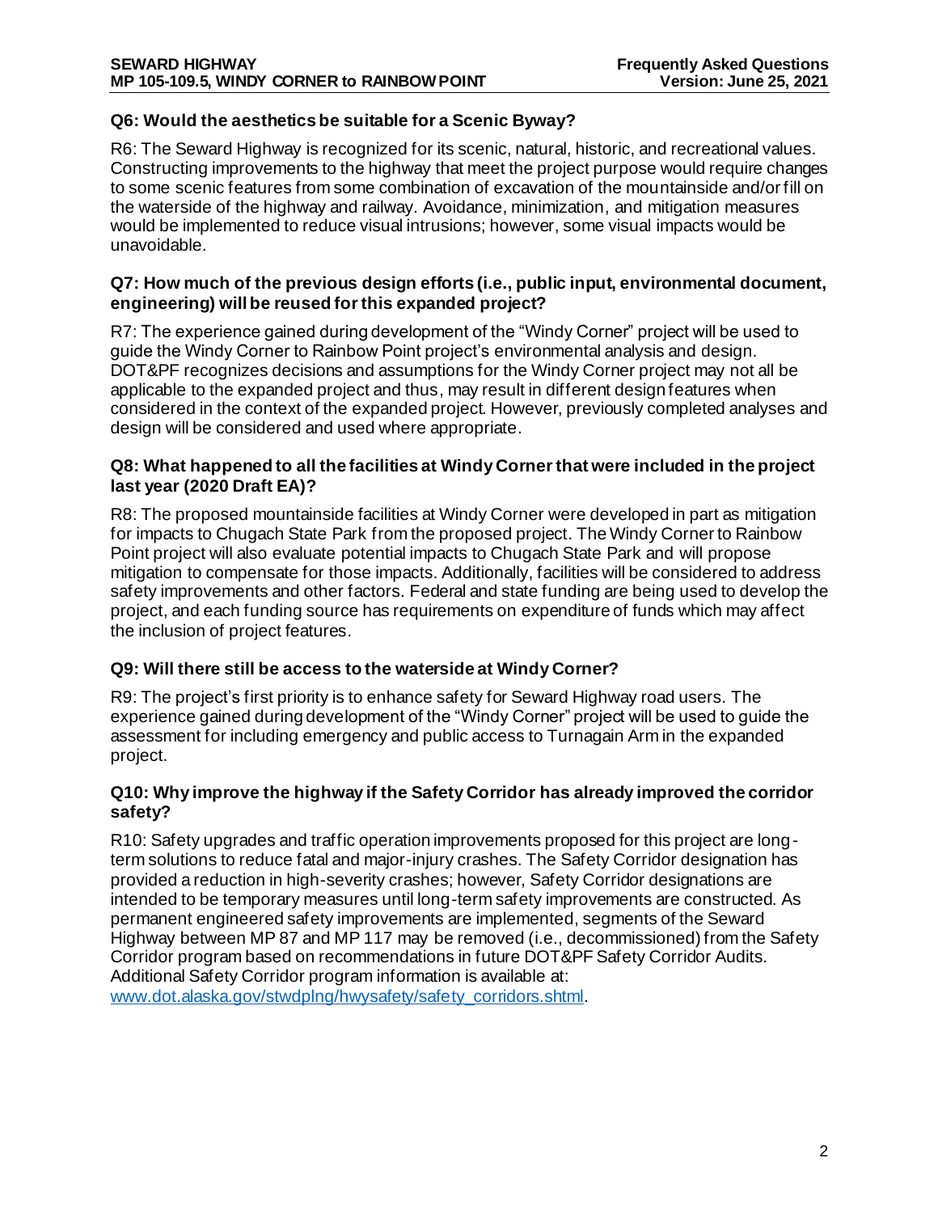### Q6: Would the aesthetics be suitable for a Scenic Byway?

R6: The Seward Highway is recognized for its scenic, natural, historic, and recreational values. Constructing improvements to the highway that meet the project purpose would require changes to some scenic features from some combination of excavation of the mountainside and/or fill on the waterside of the highway and railway. Avoidance, minimization, and mitigation measures would be implemented to reduce visual intrusions; however, some visual impacts would be unavoidable.

### Q7: How much of the previous design efforts (i.e., public input, environmental document, engineering) will be reused for this expanded project?

R7: The experience gained during development of the "Windy Corner" project will be used to guide the Windy Corner to Rainbow Point project's environmental analysis and design. DOT&PF recognizes decisions and assumptions for the Windy Corner project may not all be applicable to the expanded project and thus, may result in different design features when considered in the context of the expanded project. However, previously completed analyses and design will be considered and used where appropriate.

### Q8: What happened to all the facilities at Windy Corner that were included in the project last year (2020 Draft EA)?

R8: The proposed mountainside facilities at Windy Corner were developed in part as mitigation for impacts to Chugach State Park from the proposed project. The Windy Corner to Rainbow Point project will also evaluate potential impacts to Chugach State Park and will propose mitigation to compensate for those impacts. Additionally, facilities will be considered to address safety improvements and other factors. Federal and state funding are being used to develop the project, and each funding source has requirements on expenditure of funds which may affect the inclusion of project features.

### Q9: Will there still be access to the waterside at Windy Corner?

R9: The project's first priority is to enhance safety for Seward Highway road users. The experience gained during development of the "Windy Corner" project will be used to guide the assessment for including emergency and public access to Turnagain Arm in the expanded project.

### Q10: Why improve the highway if the Safety Corridor has already improved the corridor safety?

R10: Safety upgrades and traffic operation improvements proposed for this project are long-term solutions to reduce fatal and major-injury crashes. The Safety Corridor designation has provided a reduction in high-severity crashes; however, Safety Corridor designations are intended to be temporary measures until long-term safety improvements are constructed. As permanent engineered safety improvements are implemented, segments of the Seward Highway between MP 87 and MP 117 may be removed (i.e., decommissioned) from the Safety Corridor program based on recommendations in future DOT&PF Safety Corridor Audits. Additional Safety Corridor program information is available at: www.dot.alaska.gov/stwdplng/hwysafety/safety_corridors.shtml.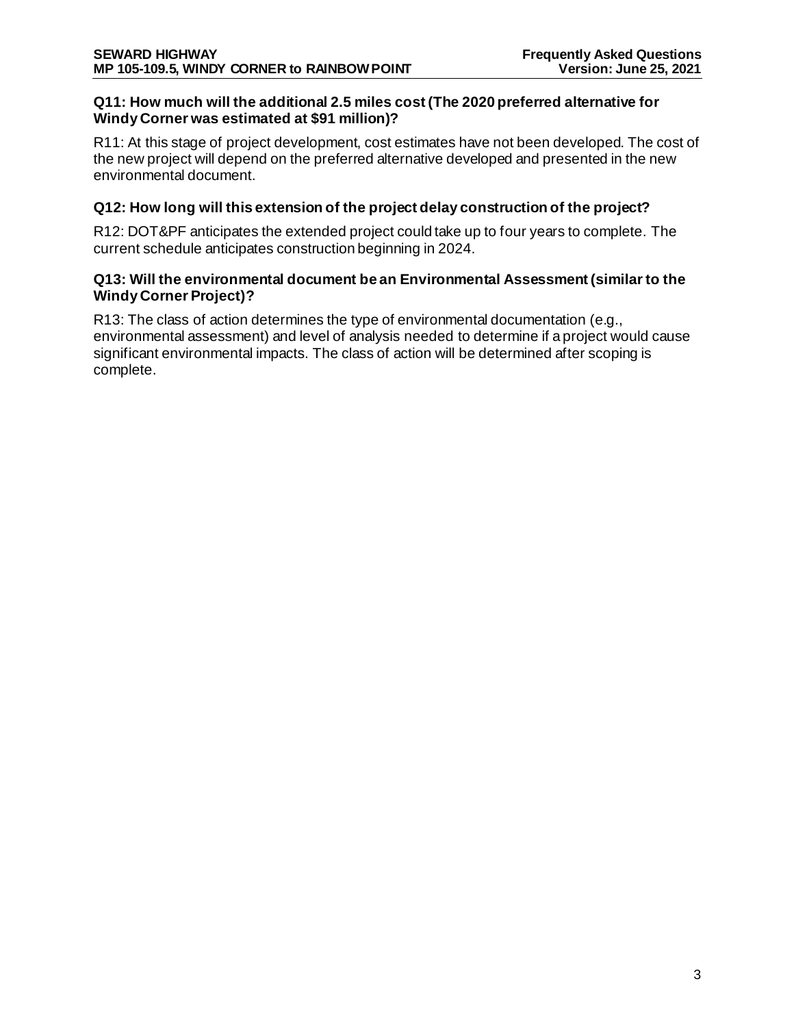**Q11: How much will the additional 2.5 miles cost (The 2020 preferred alternative for Windy Corner was estimated at $91 million)?**

R11: At this stage of project development, cost estimates have not been developed. The cost of the new project will depend on the preferred alternative developed and presented in the new environmental document.

**Q12: How long will this extension of the project delay construction of the project?**

R12: DOT&PF anticipates the extended project could take up to four years to complete. The current schedule anticipates construction beginning in 2024.

**Q13: Will the environmental document be an Environmental Assessment (similar to the Windy Corner Project)?**

R13: The class of action determines the type of environmental documentation (e.g., environmental assessment) and level of analysis needed to determine if a project would cause significant environmental impacts. The class of action will be determined after scoping is complete.